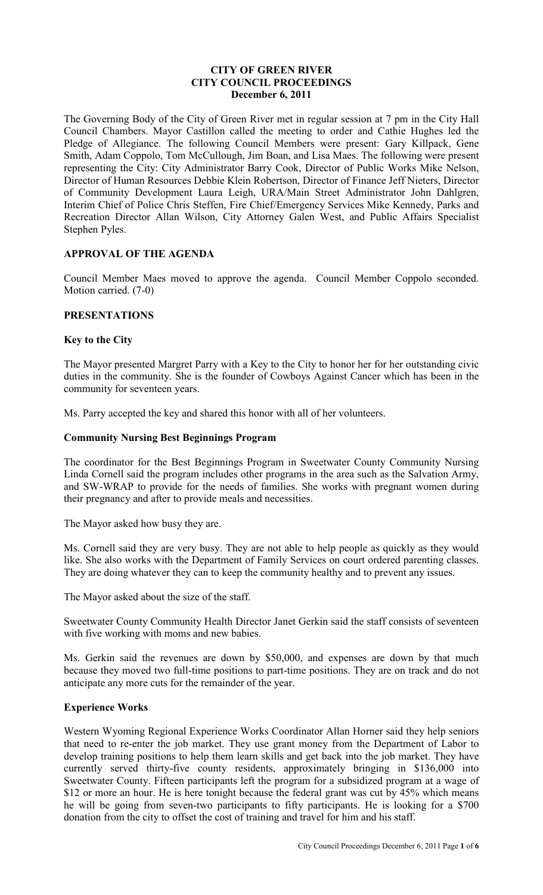# CITY OF GREEN RIVER
# CITY COUNCIL PROCEEDINGS
# December 6, 2011

The Governing Body of the City of Green River met in regular session at 7 pm in the City Hall Council Chambers. Mayor Castillon called the meeting to order and Cathie Hughes led the Pledge of Allegiance. The following Council Members were present: Gary Killpack, Gene Smith, Adam Coppolo, Tom McCullough, Jim Boan, and Lisa Maes. The following were present representing the City: City Administrator Barry Cook, Director of Public Works Mike Nelson, Director of Human Resources Debbie Klein Robertson, Director of Finance Jeff Nieters, Director of Community Development Laura Leigh, URA/Main Street Administrator John Dahlgren, Interim Chief of Police Chris Steffen, Fire Chief/Emergency Services Mike Kennedy, Parks and Recreation Director Allan Wilson, City Attorney Galen West, and Public Affairs Specialist Stephen Pyles.

## APPROVAL OF THE AGENDA

Council Member Maes moved to approve the agenda. Council Member Coppolo seconded. Motion carried. (7-0)

## PRESENTATIONS

### Key to the City

The Mayor presented Margret Parry with a Key to the City to honor her for her outstanding civic duties in the community. She is the founder of Cowboys Against Cancer which has been in the community for seventeen years.

Ms. Parry accepted the key and shared this honor with all of her volunteers.

### Community Nursing Best Beginnings Program

The coordinator for the Best Beginnings Program in Sweetwater County Community Nursing Linda Cornell said the program includes other programs in the area such as the Salvation Army, and SW-WRAP to provide for the needs of families. She works with pregnant women during their pregnancy and after to provide meals and necessities.

The Mayor asked how busy they are.

Ms. Cornell said they are very busy. They are not able to help people as quickly as they would like. She also works with the Department of Family Services on court ordered parenting classes. They are doing whatever they can to keep the community healthy and to prevent any issues.

The Mayor asked about the size of the staff.

Sweetwater County Community Health Director Janet Gerkin said the staff consists of seventeen with five working with moms and new babies.

Ms. Gerkin said the revenues are down by $50,000, and expenses are down by that much because they moved two full-time positions to part-time positions. They are on track and do not anticipate any more cuts for the remainder of the year.

### Experience Works

Western Wyoming Regional Experience Works Coordinator Allan Horner said they help seniors that need to re-enter the job market. They use grant money from the Department of Labor to develop training positions to help them learn skills and get back into the job market. They have currently served thirty-five county residents, approximately bringing in $136,000 into Sweetwater County. Fifteen participants left the program for a subsidized program at a wage of $12 or more an hour. He is here tonight because the federal grant was cut by 45% which means he will be going from seven-two participants to fifty participants. He is looking for a $700 donation from the city to offset the cost of training and travel for him and his staff.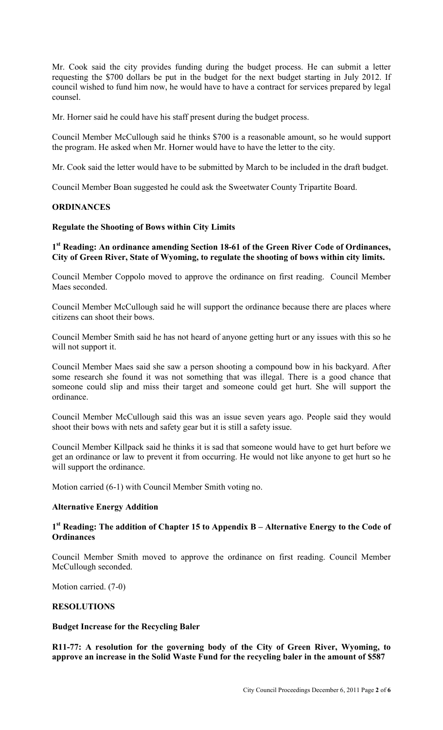Mr. Cook said the city provides funding during the budget process. He can submit a letter requesting the $700 dollars be put in the budget for the next budget starting in July 2012. If council wished to fund him now, he would have to have a contract for services prepared by legal counsel.

Mr. Horner said he could have his staff present during the budget process.

Council Member McCullough said he thinks $700 is a reasonable amount, so he would support the program. He asked when Mr. Horner would have to have the letter to the city.

Mr. Cook said the letter would have to be submitted by March to be included in the draft budget.

Council Member Boan suggested he could ask the Sweetwater County Tripartite Board.

**ORDINANCES**

**Regulate the Shooting of Bows within City Limits**

**1st Reading: An ordinance amending Section 18-61 of the Green River Code of Ordinances, City of Green River, State of Wyoming, to regulate the shooting of bows within city limits.**

Council Member Coppolo moved to approve the ordinance on first reading. Council Member Maes seconded.

Council Member McCullough said he will support the ordinance because there are places where citizens can shoot their bows.

Council Member Smith said he has not heard of anyone getting hurt or any issues with this so he will not support it.

Council Member Maes said she saw a person shooting a compound bow in his backyard. After some research she found it was not something that was illegal. There is a good chance that someone could slip and miss their target and someone could get hurt. She will support the ordinance.

Council Member McCullough said this was an issue seven years ago. People said they would shoot their bows with nets and safety gear but it is still a safety issue.

Council Member Killpack said he thinks it is sad that someone would have to get hurt before we get an ordinance or law to prevent it from occurring. He would not like anyone to get hurt so he will support the ordinance.

Motion carried (6-1) with Council Member Smith voting no.

**Alternative Energy Addition**

**1st Reading: The addition of Chapter 15 to Appendix B – Alternative Energy to the Code of Ordinances**

Council Member Smith moved to approve the ordinance on first reading. Council Member McCullough seconded.

Motion carried. (7-0)

**RESOLUTIONS**

**Budget Increase for the Recycling Baler**

**R11-77: A resolution for the governing body of the City of Green River, Wyoming, to approve an increase in the Solid Waste Fund for the recycling baler in the amount of $587**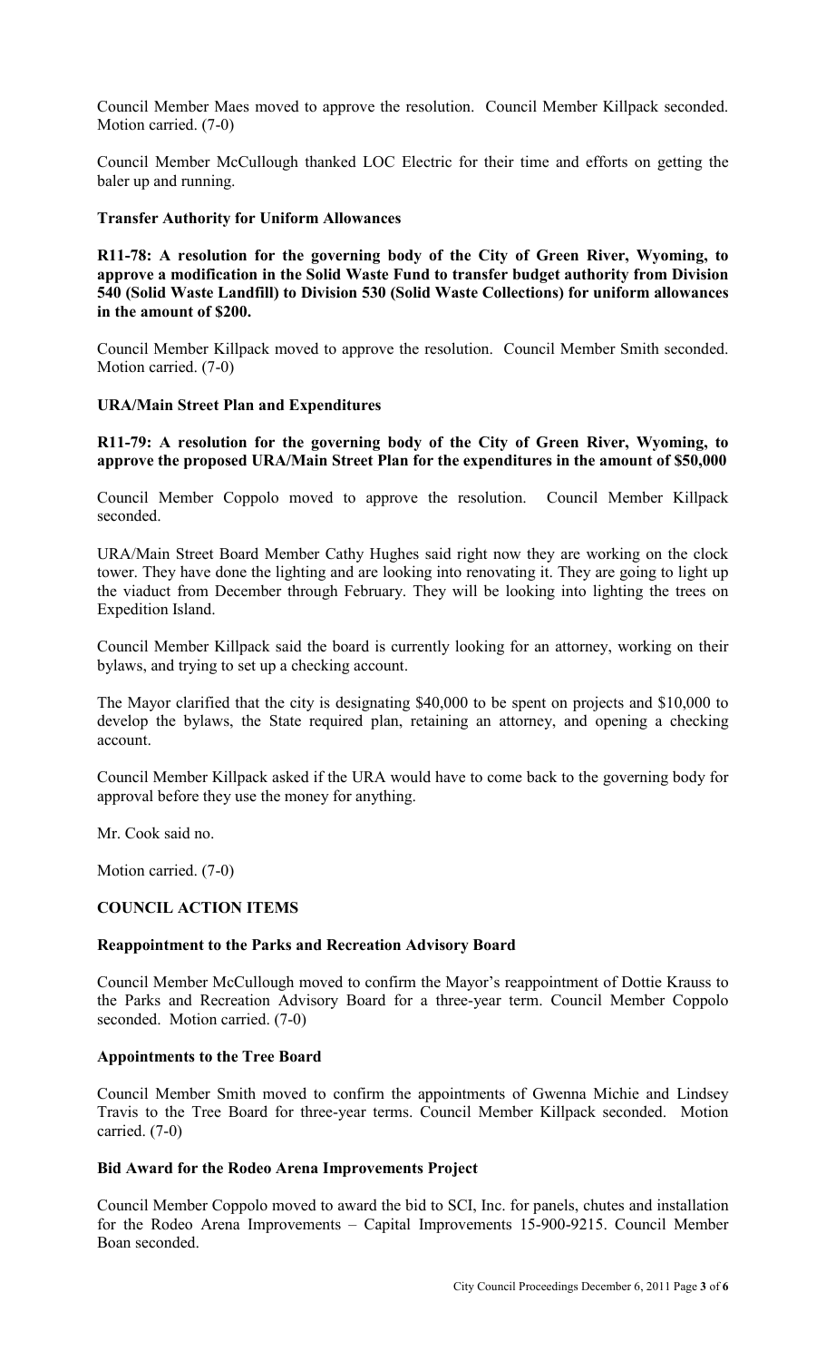Council Member Maes moved to approve the resolution. Council Member Killpack seconded. Motion carried. (7-0)

Council Member McCullough thanked LOC Electric for their time and efforts on getting the baler up and running.

**Transfer Authority for Uniform Allowances**

**R11-78: A resolution for the governing body of the City of Green River, Wyoming, to approve a modification in the Solid Waste Fund to transfer budget authority from Division 540 (Solid Waste Landfill) to Division 530 (Solid Waste Collections) for uniform allowances in the amount of $200.**

Council Member Killpack moved to approve the resolution. Council Member Smith seconded. Motion carried. (7-0)

**URA/Main Street Plan and Expenditures**

**R11-79: A resolution for the governing body of the City of Green River, Wyoming, to approve the proposed URA/Main Street Plan for the expenditures in the amount of $50,000**

Council Member Coppolo moved to approve the resolution. Council Member Killpack seconded.

URA/Main Street Board Member Cathy Hughes said right now they are working on the clock tower. They have done the lighting and are looking into renovating it. They are going to light up the viaduct from December through February. They will be looking into lighting the trees on Expedition Island.

Council Member Killpack said the board is currently looking for an attorney, working on their bylaws, and trying to set up a checking account.

The Mayor clarified that the city is designating $40,000 to be spent on projects and $10,000 to develop the bylaws, the State required plan, retaining an attorney, and opening a checking account.

Council Member Killpack asked if the URA would have to come back to the governing body for approval before they use the money for anything.

Mr. Cook said no.

Motion carried. (7-0)

## COUNCIL ACTION ITEMS

**Reappointment to the Parks and Recreation Advisory Board**

Council Member McCullough moved to confirm the Mayor's reappointment of Dottie Krauss to the Parks and Recreation Advisory Board for a three-year term. Council Member Coppolo seconded. Motion carried. (7-0)

**Appointments to the Tree Board**

Council Member Smith moved to confirm the appointments of Gwenna Michie and Lindsey Travis to the Tree Board for three-year terms. Council Member Killpack seconded. Motion carried. (7-0)

**Bid Award for the Rodeo Arena Improvements Project**

Council Member Coppolo moved to award the bid to SCI, Inc. for panels, chutes and installation for the Rodeo Arena Improvements – Capital Improvements 15-900-9215. Council Member Boan seconded.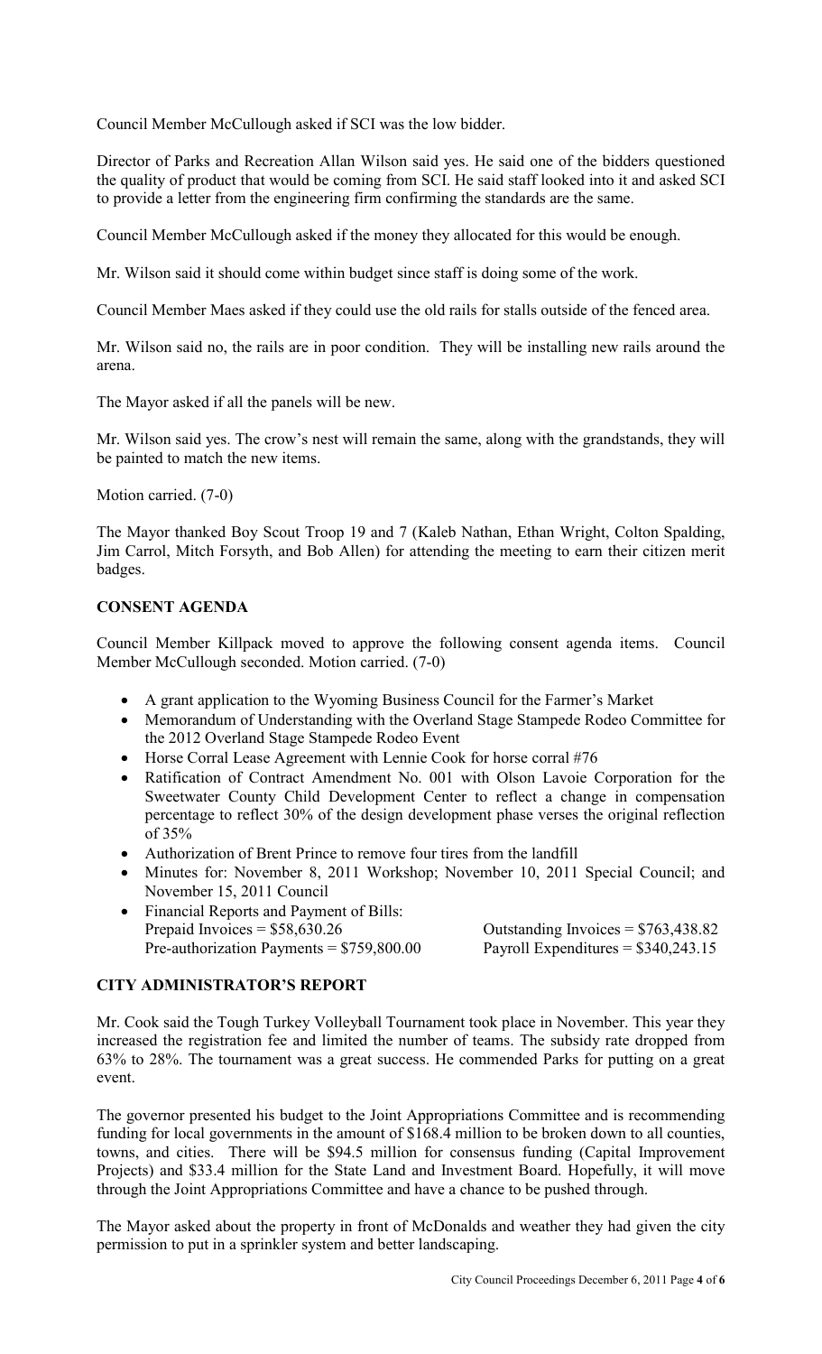Council Member McCullough asked if SCI was the low bidder.

Director of Parks and Recreation Allan Wilson said yes. He said one of the bidders questioned the quality of product that would be coming from SCI. He said staff looked into it and asked SCI to provide a letter from the engineering firm confirming the standards are the same.

Council Member McCullough asked if the money they allocated for this would be enough.

Mr. Wilson said it should come within budget since staff is doing some of the work.

Council Member Maes asked if they could use the old rails for stalls outside of the fenced area.

Mr. Wilson said no, the rails are in poor condition. They will be installing new rails around the arena.

The Mayor asked if all the panels will be new.

Mr. Wilson said yes. The crow's nest will remain the same, along with the grandstands, they will be painted to match the new items.

Motion carried. (7-0)

The Mayor thanked Boy Scout Troop 19 and 7 (Kaleb Nathan, Ethan Wright, Colton Spalding, Jim Carrol, Mitch Forsyth, and Bob Allen) for attending the meeting to earn their citizen merit badges.

## CONSENT AGENDA

Council Member Killpack moved to approve the following consent agenda items. Council Member McCullough seconded. Motion carried. (7-0)

- A grant application to the Wyoming Business Council for the Farmer's Market
- Memorandum of Understanding with the Overland Stage Stampede Rodeo Committee for the 2012 Overland Stage Stampede Rodeo Event
- Horse Corral Lease Agreement with Lennie Cook for horse corral #76
- Ratification of Contract Amendment No. 001 with Olson Lavoie Corporation for the Sweetwater County Child Development Center to reflect a change in compensation percentage to reflect 30% of the design development phase verses the original reflection of 35%
- Authorization of Brent Prince to remove four tires from the landfill
- Minutes for: November 8, 2011 Workshop; November 10, 2011 Special Council; and November 15, 2011 Council
- Financial Reports and Payment of Bills:
  Prepaid Invoices = $58,630.26 — Outstanding Invoices = $763,438.82
  Pre-authorization Payments = $759,800.00 — Payroll Expenditures = $340,243.15

## CITY ADMINISTRATOR'S REPORT

Mr. Cook said the Tough Turkey Volleyball Tournament took place in November. This year they increased the registration fee and limited the number of teams. The subsidy rate dropped from 63% to 28%. The tournament was a great success. He commended Parks for putting on a great event.

The governor presented his budget to the Joint Appropriations Committee and is recommending funding for local governments in the amount of $168.4 million to be broken down to all counties, towns, and cities. There will be $94.5 million for consensus funding (Capital Improvement Projects) and $33.4 million for the State Land and Investment Board. Hopefully, it will move through the Joint Appropriations Committee and have a chance to be pushed through.

The Mayor asked about the property in front of McDonalds and weather they had given the city permission to put in a sprinkler system and better landscaping.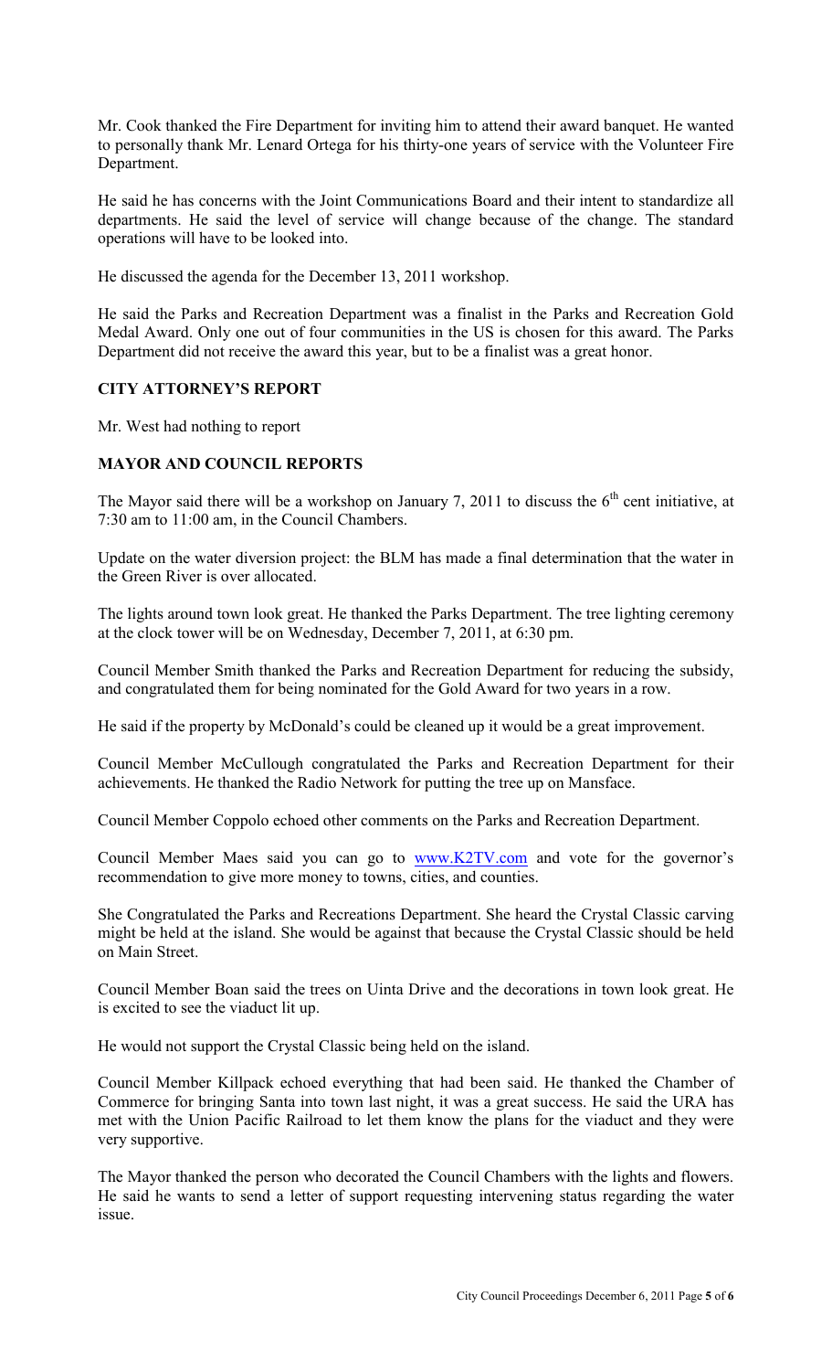Mr. Cook thanked the Fire Department for inviting him to attend their award banquet. He wanted to personally thank Mr. Lenard Ortega for his thirty-one years of service with the Volunteer Fire Department.

He said he has concerns with the Joint Communications Board and their intent to standardize all departments. He said the level of service will change because of the change. The standard operations will have to be looked into.

He discussed the agenda for the December 13, 2011 workshop.

He said the Parks and Recreation Department was a finalist in the Parks and Recreation Gold Medal Award. Only one out of four communities in the US is chosen for this award. The Parks Department did not receive the award this year, but to be a finalist was a great honor.

**CITY ATTORNEY'S REPORT**

Mr. West had nothing to report

**MAYOR AND COUNCIL REPORTS**

The Mayor said there will be a workshop on January 7, 2011 to discuss the $6^{th}$ cent initiative, at 7:30 am to 11:00 am, in the Council Chambers.

Update on the water diversion project: the BLM has made a final determination that the water in the Green River is over allocated.

The lights around town look great. He thanked the Parks Department. The tree lighting ceremony at the clock tower will be on Wednesday, December 7, 2011, at 6:30 pm.

Council Member Smith thanked the Parks and Recreation Department for reducing the subsidy, and congratulated them for being nominated for the Gold Award for two years in a row.

He said if the property by McDonald's could be cleaned up it would be a great improvement.

Council Member McCullough congratulated the Parks and Recreation Department for their achievements. He thanked the Radio Network for putting the tree up on Mansface.

Council Member Coppolo echoed other comments on the Parks and Recreation Department.

Council Member Maes said you can go to www.K2TV.com and vote for the governor's recommendation to give more money to towns, cities, and counties.

She Congratulated the Parks and Recreations Department. She heard the Crystal Classic carving might be held at the island. She would be against that because the Crystal Classic should be held on Main Street.

Council Member Boan said the trees on Uinta Drive and the decorations in town look great. He is excited to see the viaduct lit up.

He would not support the Crystal Classic being held on the island.

Council Member Killpack echoed everything that had been said. He thanked the Chamber of Commerce for bringing Santa into town last night, it was a great success. He said the URA has met with the Union Pacific Railroad to let them know the plans for the viaduct and they were very supportive.

The Mayor thanked the person who decorated the Council Chambers with the lights and flowers. He said he wants to send a letter of support requesting intervening status regarding the water issue.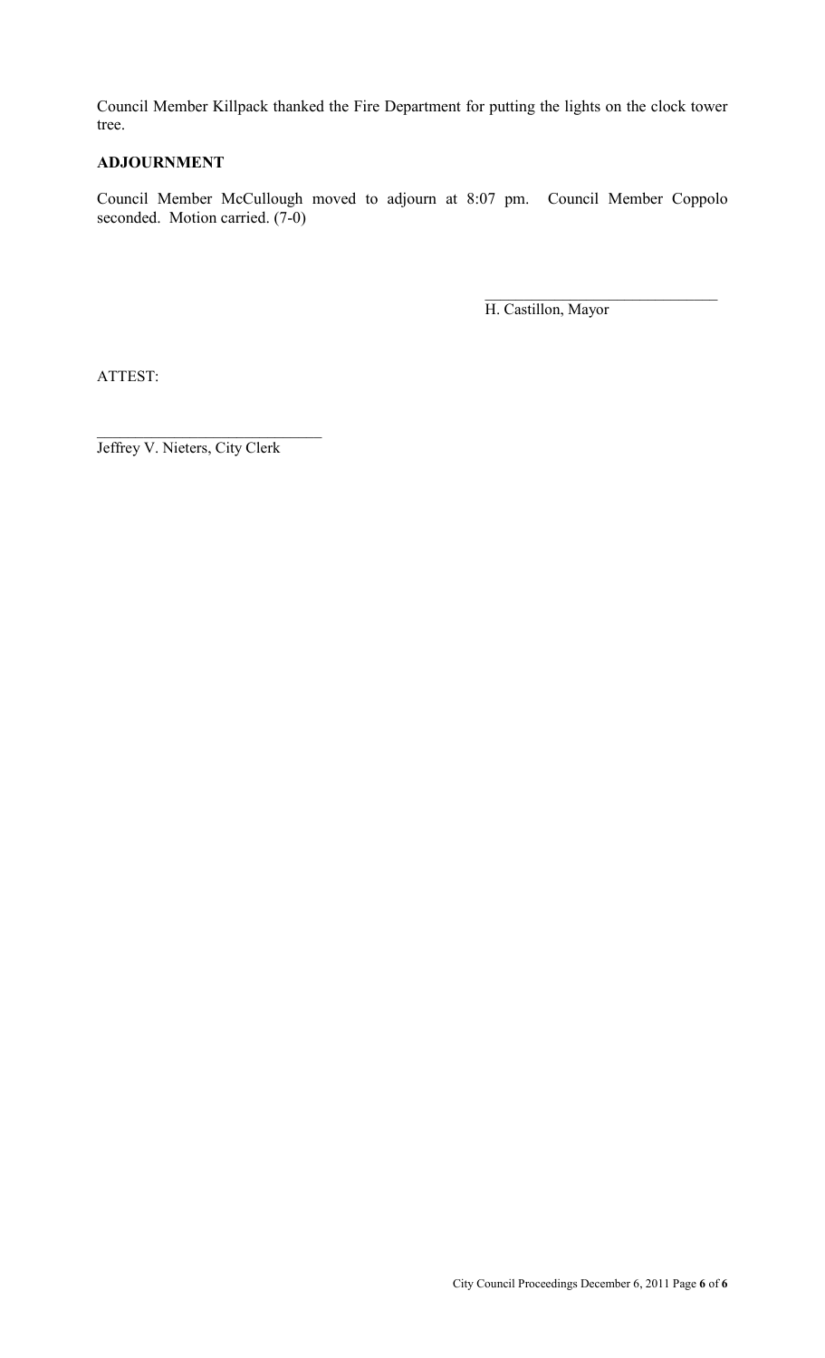Council Member Killpack thanked the Fire Department for putting the lights on the clock tower tree.

**ADJOURNMENT**

Council Member McCullough moved to adjourn at 8:07 pm. Council Member Coppolo seconded. Motion carried. (7-0)

\_\_\_\_\_\_\_\_\_\_\_\_\_\_\_\_\_\_\_\_\_\_\_\_\_\_\_\_\_\_
H. Castillon, Mayor

ATTEST:

\_\_\_\_\_\_\_\_\_\_\_\_\_\_\_\_\_\_\_\_\_\_\_\_\_\_\_\_\_\_
Jeffrey V. Nieters, City Clerk